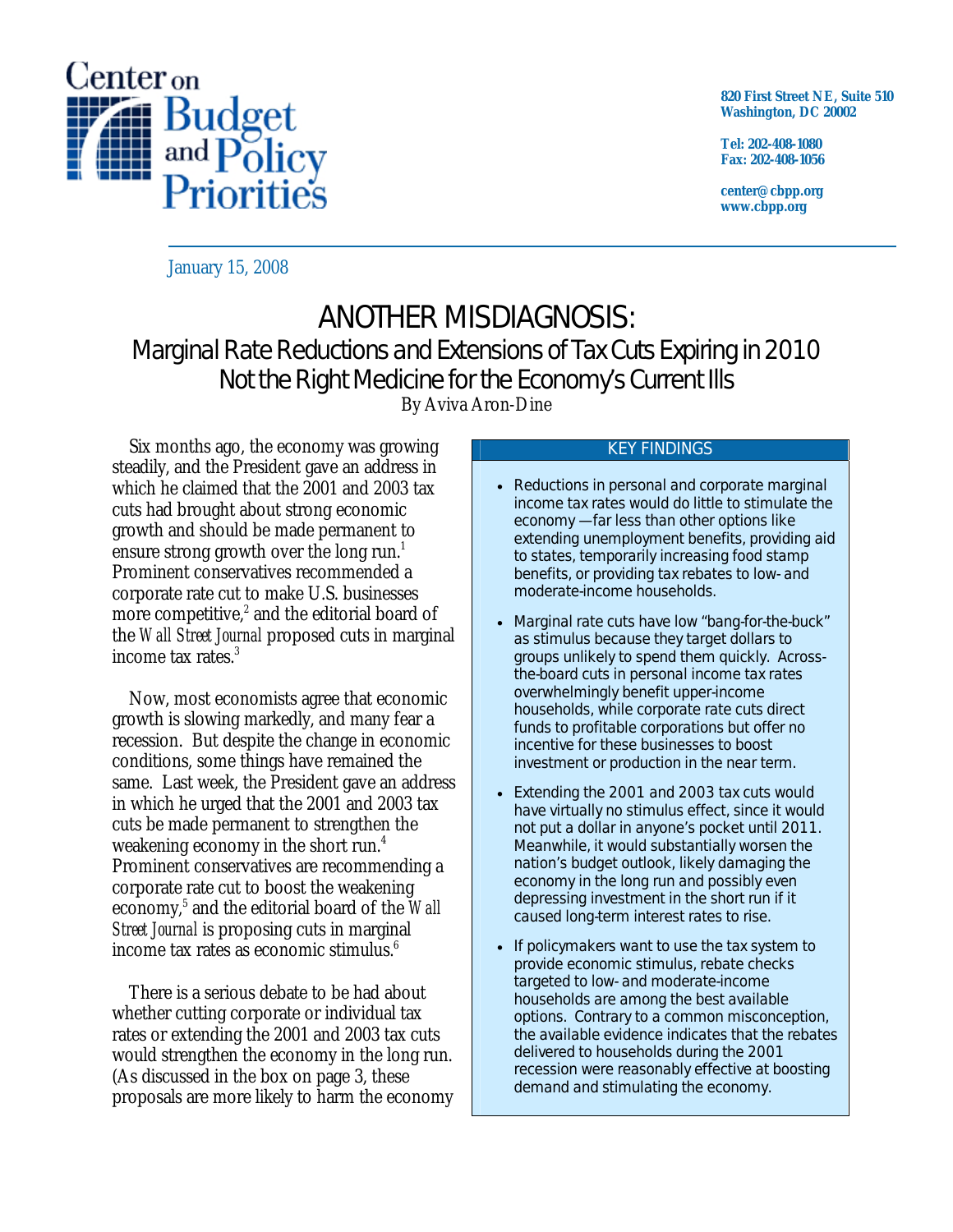Center on Budget and Policy Priorities

820 First Street NE, Suite 510
Washington, DC 20002

Tel: 202-408-1080
Fax: 202-408-1056

center@cbpp.org
www.cbpp.org

January 15, 2008

# ANOTHER MISDIAGNOSIS:

## Marginal Rate Reductions and Extensions of Tax Cuts Expiring in 2010 Not the Right Medicine for the Economy's Current Ills

By Aviva Aron-Dine

### KEY FINDINGS

- Reductions in personal and corporate marginal income tax rates would do little to stimulate the economy —far less than other options like extending unemployment benefits, providing aid to states, temporarily increasing food stamp benefits, or providing tax rebates to low- and moderate-income households.
- Marginal rate cuts have low "bang-for-the-buck" as stimulus because they target dollars to groups unlikely to spend them quickly. Across-the-board cuts in personal income tax rates overwhelmingly benefit upper-income households, while corporate rate cuts direct funds to profitable corporations but offer no incentive for these businesses to boost investment or production in the near term.
- Extending the 2001 and 2003 tax cuts would have virtually no stimulus effect, since it would not put a dollar in anyone's pocket until 2011. Meanwhile, it would substantially worsen the nation's budget outlook, likely damaging the economy in the long run and possibly even depressing investment in the short run if it caused long-term interest rates to rise.
- If policymakers want to use the tax system to provide economic stimulus, rebate checks targeted to low- and moderate-income households are among the best available options. Contrary to a common misconception, the available evidence indicates that the rebates delivered to households during the 2001 recession were reasonably effective at boosting demand and stimulating the economy.

Six months ago, the economy was growing steadily, and the President gave an address in which he claimed that the 2001 and 2003 tax cuts had brought about strong economic growth and should be made permanent to ensure strong growth over the long run.[1] Prominent conservatives recommended a corporate rate cut to make U.S. businesses more competitive,[2] and the editorial board of the *Wall Street Journal* proposed cuts in marginal income tax rates.[3]

Now, most economists agree that economic growth is slowing markedly, and many fear a recession. But despite the change in economic conditions, some things have remained the same. Last week, the President gave an address in which he urged that the 2001 and 2003 tax cuts be made permanent to strengthen the weakening economy in the short run.[4] Prominent conservatives are recommending a corporate rate cut to boost the weakening economy,[5] and the editorial board of the *Wall Street Journal* is proposing cuts in marginal income tax rates as economic stimulus.[6]

There is a serious debate to be had about whether cutting corporate or individual tax rates or extending the 2001 and 2003 tax cuts would strengthen the economy in the long run. (As discussed in the box on page 3, these proposals are more likely to harm the economy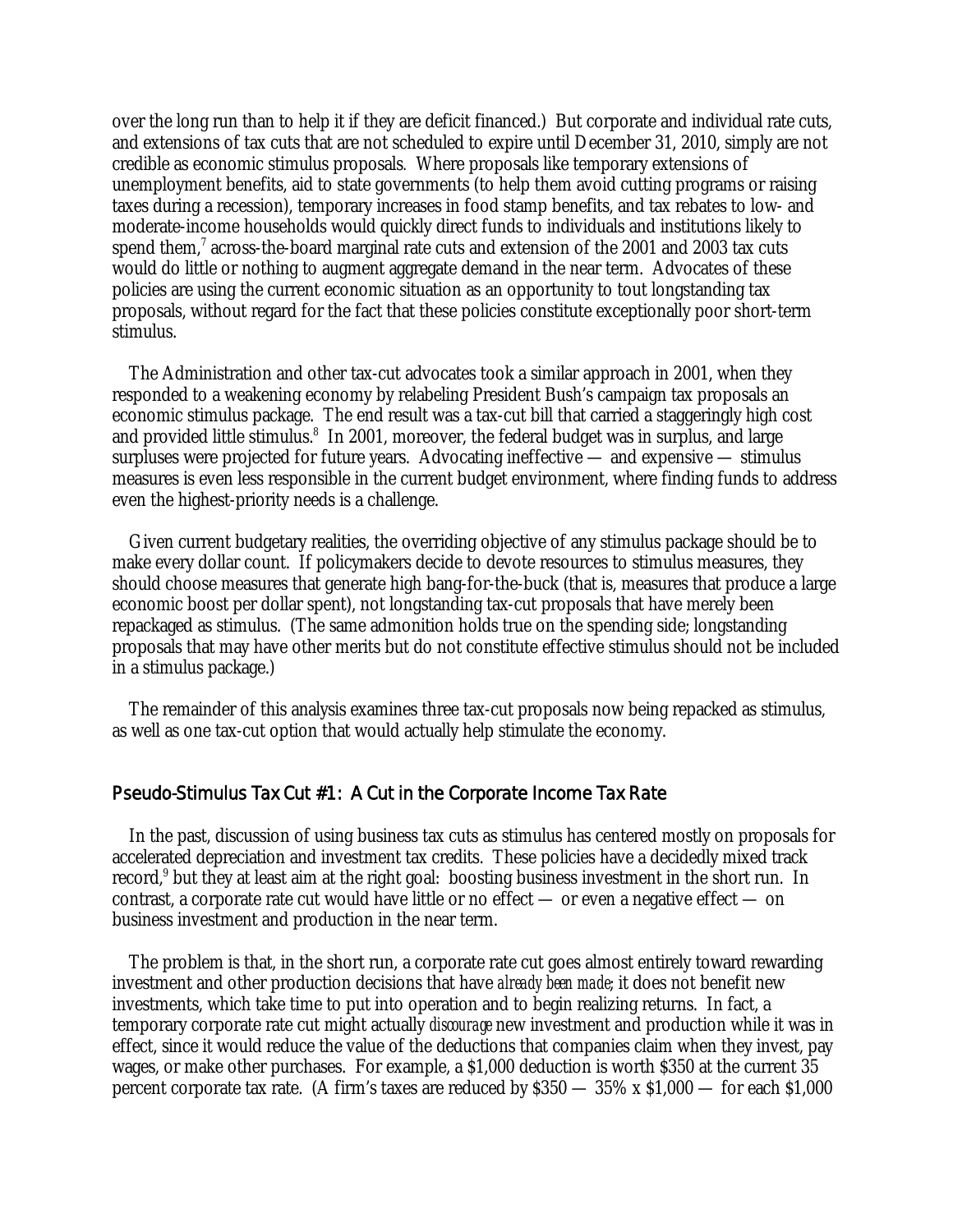over the long run than to help it if they are deficit financed.) But corporate and individual rate cuts, and extensions of tax cuts that are not scheduled to expire until December 31, 2010, simply are not credible as economic stimulus proposals. Where proposals like temporary extensions of unemployment benefits, aid to state governments (to help them avoid cutting programs or raising taxes during a recession), temporary increases in food stamp benefits, and tax rebates to low- and moderate-income households would quickly direct funds to individuals and institutions likely to spend them,[7] across-the-board marginal rate cuts and extension of the 2001 and 2003 tax cuts would do little or nothing to augment aggregate demand in the near term. Advocates of these policies are using the current economic situation as an opportunity to tout longstanding tax proposals, without regard for the fact that these policies constitute exceptionally poor short-term stimulus.

The Administration and other tax-cut advocates took a similar approach in 2001, when they responded to a weakening economy by relabeling President Bush's campaign tax proposals an economic stimulus package. The end result was a tax-cut bill that carried a staggeringly high cost and provided little stimulus.[8] In 2001, moreover, the federal budget was in surplus, and large surpluses were projected for future years. Advocating ineffective — and expensive — stimulus measures is even less responsible in the current budget environment, where finding funds to address even the highest-priority needs is a challenge.

Given current budgetary realities, the overriding objective of any stimulus package should be to make every dollar count. If policymakers decide to devote resources to stimulus measures, they should choose measures that generate high bang-for-the-buck (that is, measures that produce a large economic boost per dollar spent), not longstanding tax-cut proposals that have merely been repackaged as stimulus. (The same admonition holds true on the spending side; longstanding proposals that may have other merits but do not constitute effective stimulus should not be included in a stimulus package.)

The remainder of this analysis examines three tax-cut proposals now being repacked as stimulus, as well as one tax-cut option that would actually help stimulate the economy.

## Pseudo-Stimulus Tax Cut #1: A Cut in the Corporate Income Tax Rate

In the past, discussion of using business tax cuts as stimulus has centered mostly on proposals for accelerated depreciation and investment tax credits. These policies have a decidedly mixed track record,[9] but they at least aim at the right goal: boosting business investment in the short run. In contrast, a corporate rate cut would have little or no effect — or even a negative effect — on business investment and production in the near term.

The problem is that, in the short run, a corporate rate cut goes almost entirely toward rewarding investment and other production decisions that have *already been made*; it does not benefit new investments, which take time to put into operation and to begin realizing returns. In fact, a temporary corporate rate cut might actually *discourage* new investment and production while it was in effect, since it would reduce the value of the deductions that companies claim when they invest, pay wages, or make other purchases. For example, a $1,000 deduction is worth $350 at the current 35 percent corporate tax rate. (A firm's taxes are reduced by $350 — 35% x $1,000 — for each $1,000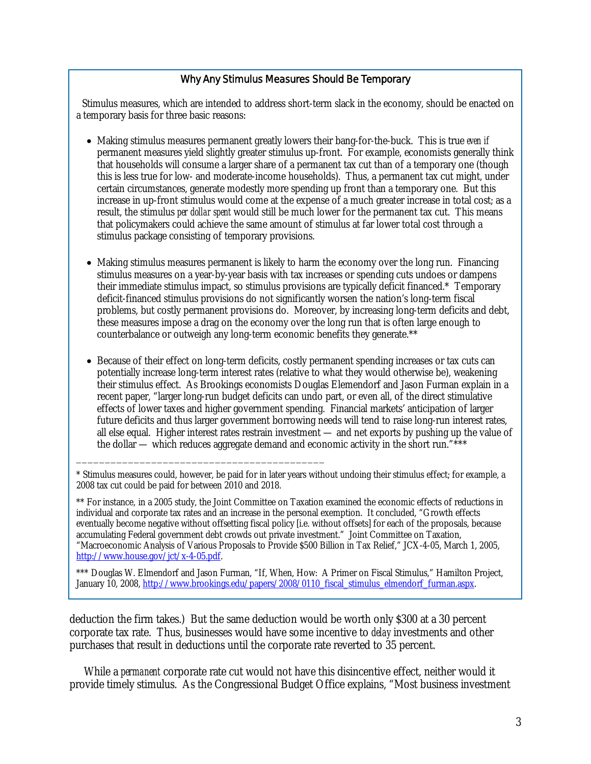### Why Any Stimulus Measures Should Be Temporary

Stimulus measures, which are intended to address short-term slack in the economy, should be enacted on a temporary basis for three basic reasons:

- Making stimulus measures permanent greatly lowers their bang-for-the-buck. This is true *even if* permanent measures yield slightly greater stimulus up-front. For example, economists generally think that households will consume a larger share of a permanent tax cut than of a temporary one (though this is less true for low- and moderate-income households). Thus, a permanent tax cut might, under certain circumstances, generate modestly more spending up front than a temporary one. But this increase in up-front stimulus would come at the expense of a much greater increase in total cost; as a result, the stimulus *per dollar spent* would still be much lower for the permanent tax cut. This means that policymakers could achieve the same amount of stimulus at far lower total cost through a stimulus package consisting of temporary provisions.

- Making stimulus measures permanent is likely to harm the economy over the long run. Financing stimulus measures on a year-by-year basis with tax increases or spending cuts undoes or dampens their immediate stimulus impact, so stimulus provisions are typically deficit financed.* Temporary deficit-financed stimulus provisions do not significantly worsen the nation's long-term fiscal problems, but costly permanent provisions do. Moreover, by increasing long-term deficits and debt, these measures impose a drag on the economy over the long run that is often large enough to counterbalance or outweigh any long-term economic benefits they generate.**

- Because of their effect on long-term deficits, costly permanent spending increases or tax cuts can potentially increase long-term interest rates (relative to what they would otherwise be), weakening their stimulus effect. As Brookings economists Douglas Elemendorf and Jason Furman explain in a recent paper, "larger long-run budget deficits can undo part, or even all, of the direct stimulative effects of lower taxes and higher government spending. Financial markets' anticipation of larger future deficits and thus larger government borrowing needs will tend to raise long-run interest rates, all else equal. Higher interest rates restrain investment — and net exports by pushing up the value of the dollar — which reduces aggregate demand and economic activity in the short run."***

---

* Stimulus measures could, however, be paid for in later years without undoing their stimulus effect; for example, a 2008 tax cut could be paid for between 2010 and 2018.

** For instance, in a 2005 study, the Joint Committee on Taxation examined the economic effects of reductions in individual and corporate tax rates and an increase in the personal exemption. It concluded, "Growth effects eventually become negative without offsetting fiscal policy [i.e. without offsets] for each of the proposals, because accumulating Federal government debt crowds out private investment." Joint Committee on Taxation, "Macroeconomic Analysis of Various Proposals to Provide $500 Billion in Tax Relief," JCX-4-05, March 1, 2005, http://www.house.gov/jct/x-4-05.pdf.

*** Douglas W. Elmendorf and Jason Furman, "If, When, How: A Primer on Fiscal Stimulus," Hamilton Project, January 10, 2008, http://www.brookings.edu/papers/2008/0110_fiscal_stimulus_elmendorf_furman.aspx.

deduction the firm takes.) But the same deduction would be worth only $300 at a 30 percent corporate tax rate. Thus, businesses would have some incentive to *delay* investments and other purchases that result in deductions until the corporate rate reverted to 35 percent.

While a *permanent* corporate rate cut would not have this disincentive effect, neither would it provide timely stimulus. As the Congressional Budget Office explains, "Most business investment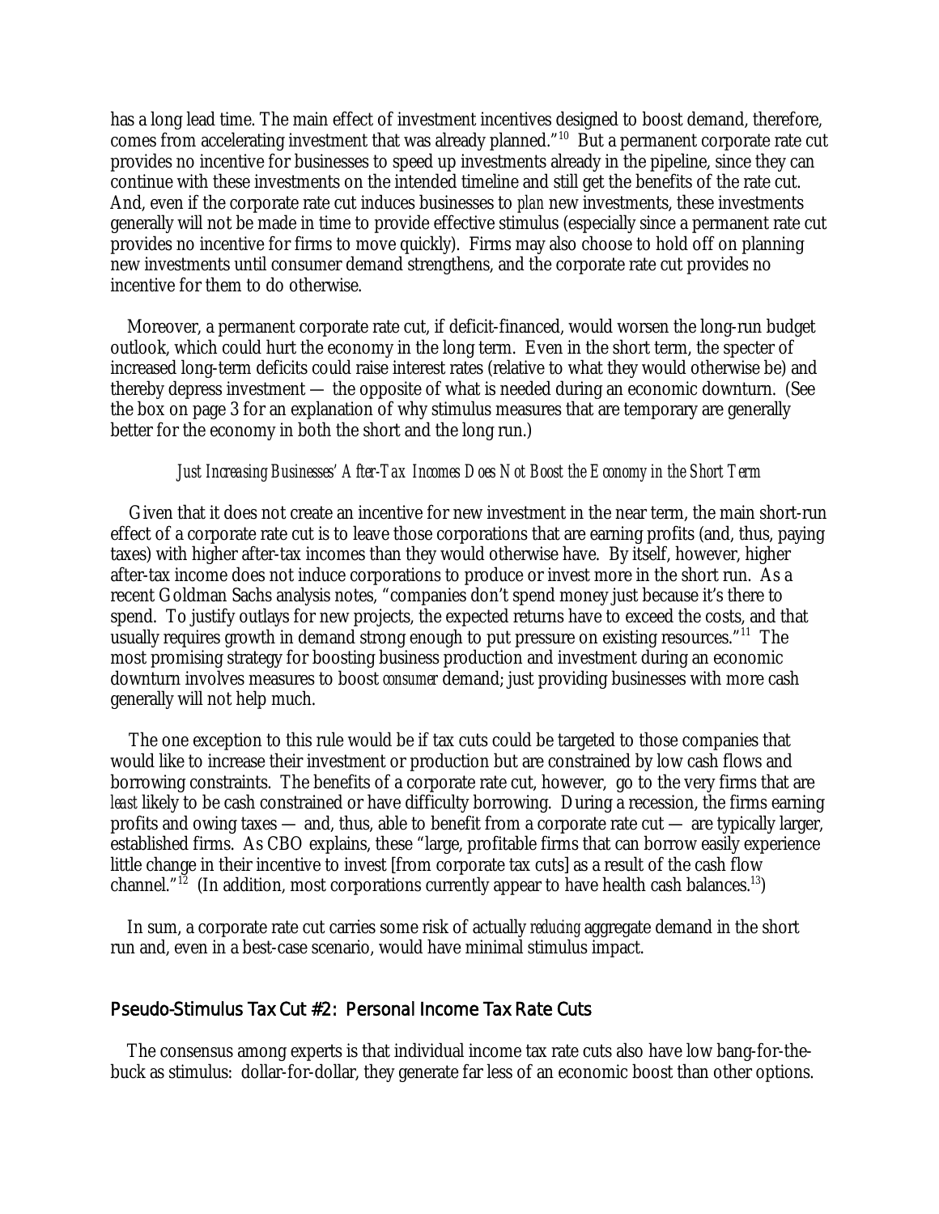has a long lead time. The main effect of investment incentives designed to boost demand, therefore, comes from accelerating investment that was already planned."[10] But a permanent corporate rate cut provides no incentive for businesses to speed up investments already in the pipeline, since they can continue with these investments on the intended timeline and still get the benefits of the rate cut. And, even if the corporate rate cut induces businesses to *plan* new investments, these investments generally will not be made in time to provide effective stimulus (especially since a permanent rate cut provides no incentive for firms to move quickly). Firms may also choose to hold off on planning new investments until consumer demand strengthens, and the corporate rate cut provides no incentive for them to do otherwise.

Moreover, a permanent corporate rate cut, if deficit-financed, would worsen the long-run budget outlook, which could hurt the economy in the long term. Even in the short term, the specter of increased long-term deficits could raise interest rates (relative to what they would otherwise be) and thereby depress investment — the opposite of what is needed during an economic downturn. (See the box on page 3 for an explanation of why stimulus measures that are temporary are generally better for the economy in both the short and the long run.)

*Just Increasing Businesses' After-Tax Incomes Does Not Boost the Economy in the Short Term*

Given that it does not create an incentive for new investment in the near term, the main short-run effect of a corporate rate cut is to leave those corporations that are earning profits (and, thus, paying taxes) with higher after-tax incomes than they would otherwise have. By itself, however, higher after-tax income does not induce corporations to produce or invest more in the short run. As a recent Goldman Sachs analysis notes, "companies don't spend money just because it's there to spend. To justify outlays for new projects, the expected returns have to exceed the costs, and that usually requires growth in demand strong enough to put pressure on existing resources."[11] The most promising strategy for boosting business production and investment during an economic downturn involves measures to boost *consumer* demand; just providing businesses with more cash generally will not help much.

The one exception to this rule would be if tax cuts could be targeted to those companies that would like to increase their investment or production but are constrained by low cash flows and borrowing constraints. The benefits of a corporate rate cut, however, go to the very firms that are *least* likely to be cash constrained or have difficulty borrowing. During a recession, the firms earning profits and owing taxes — and, thus, able to benefit from a corporate rate cut — are typically larger, established firms. As CBO explains, these "large, profitable firms that can borrow easily experience little change in their incentive to invest [from corporate tax cuts] as a result of the cash flow channel."[12] (In addition, most corporations currently appear to have health cash balances.[13])

In sum, a corporate rate cut carries some risk of actually *reducing* aggregate demand in the short run and, even in a best-case scenario, would have minimal stimulus impact.

## Pseudo-Stimulus Tax Cut #2: Personal Income Tax Rate Cuts

The consensus among experts is that individual income tax rate cuts also have low bang-for-the-buck as stimulus: dollar-for-dollar, they generate far less of an economic boost than other options.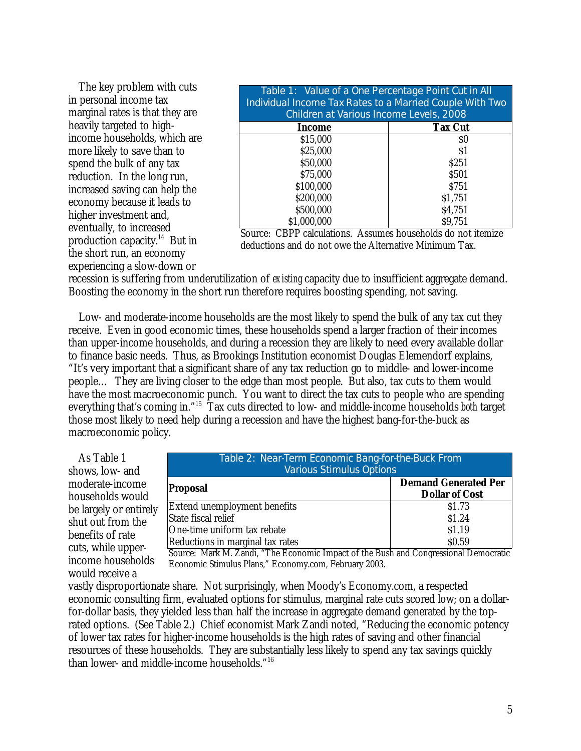The key problem with cuts in personal income tax marginal rates is that they are heavily targeted to high-income households, which are more likely to save than to spend the bulk of any tax reduction. In the long run, increased saving can help the economy because it leads to higher investment and, eventually, to increased production capacity.[14] But in the short run, an economy experiencing a slow-down or recession is suffering from underutilization of *existing* capacity due to insufficient aggregate demand. Boosting the economy in the short run therefore requires boosting spending, not saving.

| Table 1: Value of a One Percentage Point Cut in All Individual Income Tax Rates to a Married Couple With Two Children at Various Income Levels, 2008 | |
|---|---|
| **Income** | **Tax Cut** |
| $15,000 | $0 |
| $25,000 | $1 |
| $50,000 | $251 |
| $75,000 | $501 |
| $100,000 | $751 |
| $200,000 | $1,751 |
| $500,000 | $4,751 |
| $1,000,000 | $9,751 |

Source: CBPP calculations. Assumes households do not itemize deductions and do not owe the Alternative Minimum Tax.

Low- and moderate-income households are the most likely to spend the bulk of any tax cut they receive. Even in good economic times, these households spend a larger fraction of their incomes than upper-income households, and during a recession they are likely to need every available dollar to finance basic needs. Thus, as Brookings Institution economist Douglas Elemendorf explains, "It's very important that a significant share of any tax reduction go to middle- and lower-income people… They are living closer to the edge than most people. But also, tax cuts to them would have the most macroeconomic punch. You want to direct the tax cuts to people who are spending everything that's coming in."[15] Tax cuts directed to low- and middle-income households *both* target those most likely to need help during a recession *and* have the highest bang-for-the-buck as macroeconomic policy.

As Table 1 shows, low- and moderate-income households would be largely or entirely shut out from the benefits of rate cuts, while upper-income households would receive a vastly disproportionate share. Not surprisingly, when Moody's Economy.com, a respected economic consulting firm, evaluated options for stimulus, marginal rate cuts scored low; on a dollar-for-dollar basis, they yielded less than half the increase in aggregate demand generated by the top-rated options. (See Table 2.) Chief economist Mark Zandi noted, "Reducing the economic potency of lower tax rates for higher-income households is the high rates of saving and other financial resources of these households. They are substantially less likely to spend any tax savings quickly than lower- and middle-income households."[16]

| Table 2: Near-Term Economic Bang-for-the-Buck From Various Stimulus Options | |
|---|---|
| **Proposal** | **Demand Generated Per Dollar of Cost** |
| Extend unemployment benefits | $1.73 |
| State fiscal relief | $1.24 |
| One-time uniform tax rebate | $1.19 |
| Reductions in marginal tax rates | $0.59 |

Source: Mark M. Zandi, "The Economic Impact of the Bush and Congressional Democratic Economic Stimulus Plans," Economy.com, February 2003.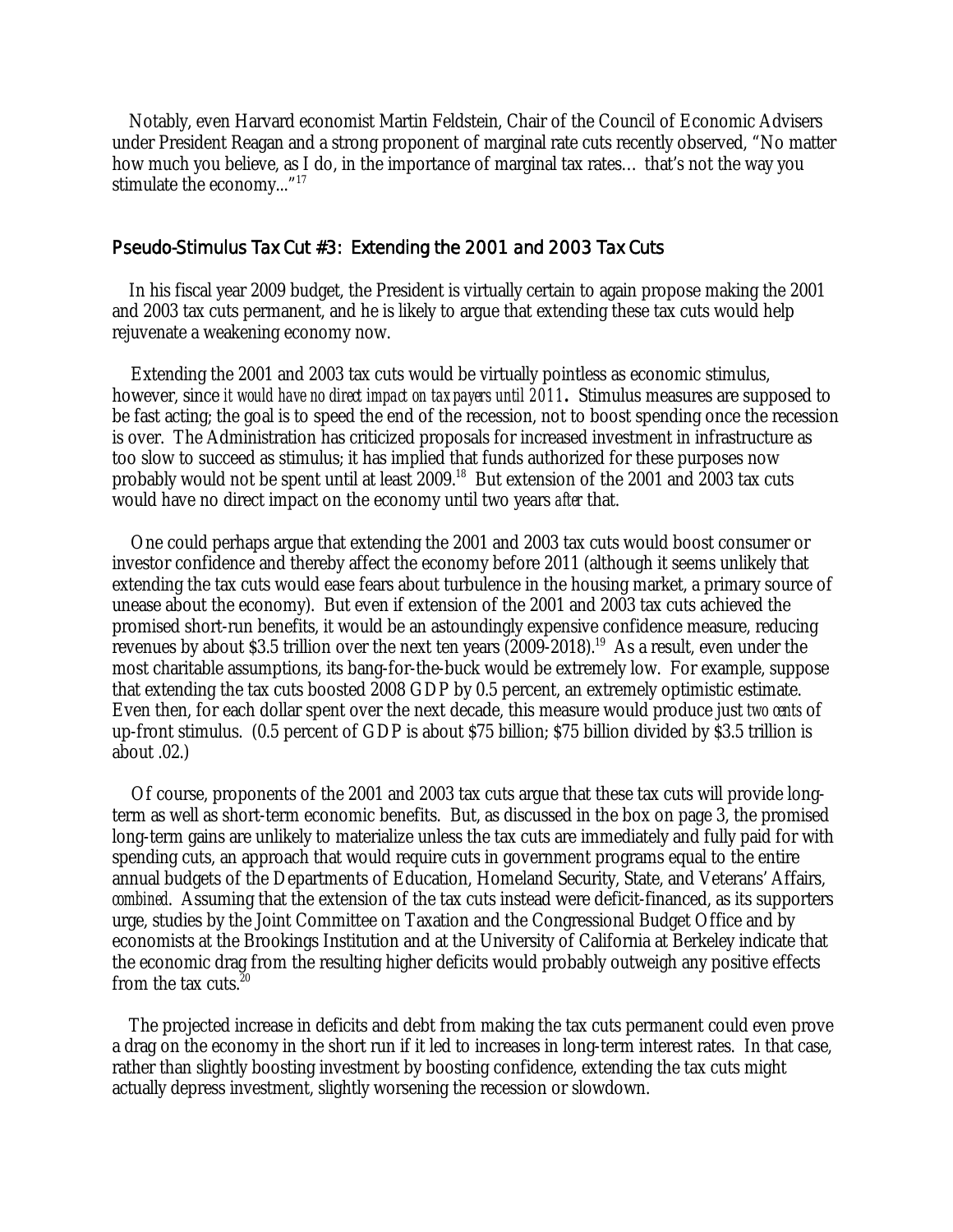Notably, even Harvard economist Martin Feldstein, Chair of the Council of Economic Advisers under President Reagan and a strong proponent of marginal rate cuts recently observed, "No matter how much you believe, as I do, in the importance of marginal tax rates… that's not the way you stimulate the economy..."[17]

### Pseudo-Stimulus Tax Cut #3: Extending the 2001 and 2003 Tax Cuts

In his fiscal year 2009 budget, the President is virtually certain to again propose making the 2001 and 2003 tax cuts permanent, and he is likely to argue that extending these tax cuts would help rejuvenate a weakening economy now.

Extending the 2001 and 2003 tax cuts would be virtually pointless as economic stimulus, however, since *it would have no direct impact on tax payers until 2011*. Stimulus measures are supposed to be fast acting; the goal is to speed the end of the recession, not to boost spending once the recession is over. The Administration has criticized proposals for increased investment in infrastructure as too slow to succeed as stimulus; it has implied that funds authorized for these purposes now probably would not be spent until at least 2009.[18] But extension of the 2001 and 2003 tax cuts would have no direct impact on the economy until two years *after* that.

One could perhaps argue that extending the 2001 and 2003 tax cuts would boost consumer or investor confidence and thereby affect the economy before 2011 (although it seems unlikely that extending the tax cuts would ease fears about turbulence in the housing market, a primary source of unease about the economy). But even if extension of the 2001 and 2003 tax cuts achieved the promised short-run benefits, it would be an astoundingly expensive confidence measure, reducing revenues by about $3.5 trillion over the next ten years (2009-2018).[19] As a result, even under the most charitable assumptions, its bang-for-the-buck would be extremely low. For example, suppose that extending the tax cuts boosted 2008 GDP by 0.5 percent, an extremely optimistic estimate. Even then, for each dollar spent over the next decade, this measure would produce just *two cents* of up-front stimulus. (0.5 percent of GDP is about $75 billion; $75 billion divided by $3.5 trillion is about .02.)

Of course, proponents of the 2001 and 2003 tax cuts argue that these tax cuts will provide long-term as well as short-term economic benefits. But, as discussed in the box on page 3, the promised long-term gains are unlikely to materialize unless the tax cuts are immediately and fully paid for with spending cuts, an approach that would require cuts in government programs equal to the entire annual budgets of the Departments of Education, Homeland Security, State, and Veterans' Affairs, *combined*. Assuming that the extension of the tax cuts instead were deficit-financed, as its supporters urge, studies by the Joint Committee on Taxation and the Congressional Budget Office and by economists at the Brookings Institution and at the University of California at Berkeley indicate that the economic drag from the resulting higher deficits would probably outweigh any positive effects from the tax cuts.[20]

The projected increase in deficits and debt from making the tax cuts permanent could even prove a drag on the economy in the short run if it led to increases in long-term interest rates. In that case, rather than slightly boosting investment by boosting confidence, extending the tax cuts might actually depress investment, slightly worsening the recession or slowdown.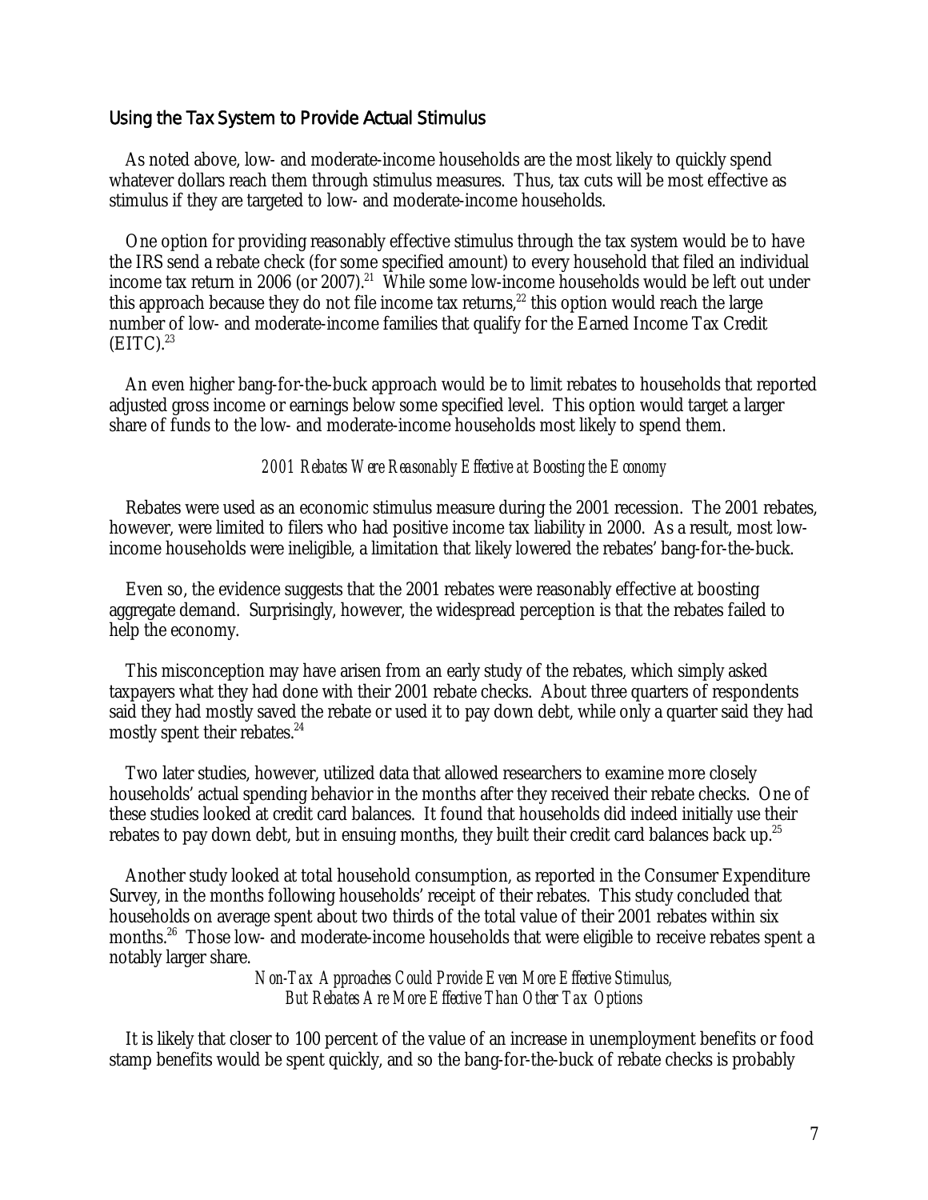## Using the Tax System to Provide Actual Stimulus

As noted above, low- and moderate-income households are the most likely to quickly spend whatever dollars reach them through stimulus measures. Thus, tax cuts will be most effective as stimulus if they are targeted to low- and moderate-income households.

One option for providing reasonably effective stimulus through the tax system would be to have the IRS send a rebate check (for some specified amount) to every household that filed an individual income tax return in 2006 (or 2007).[21] While some low-income households would be left out under this approach because they do not file income tax returns,[22] this option would reach the large number of low- and moderate-income families that qualify for the Earned Income Tax Credit (EITC).[23]

An even higher bang-for-the-buck approach would be to limit rebates to households that reported adjusted gross income or earnings below some specified level. This option would target a larger share of funds to the low- and moderate-income households most likely to spend them.

### *2001 Rebates Were Reasonably Effective at Boosting the Economy*

Rebates were used as an economic stimulus measure during the 2001 recession. The 2001 rebates, however, were limited to filers who had positive income tax liability in 2000. As a result, most low-income households were ineligible, a limitation that likely lowered the rebates' bang-for-the-buck.

Even so, the evidence suggests that the 2001 rebates were reasonably effective at boosting aggregate demand. Surprisingly, however, the widespread perception is that the rebates failed to help the economy.

This misconception may have arisen from an early study of the rebates, which simply asked taxpayers what they had done with their 2001 rebate checks. About three quarters of respondents said they had mostly saved the rebate or used it to pay down debt, while only a quarter said they had mostly spent their rebates.[24]

Two later studies, however, utilized data that allowed researchers to examine more closely households' actual spending behavior in the months after they received their rebate checks. One of these studies looked at credit card balances. It found that households did indeed initially use their rebates to pay down debt, but in ensuing months, they built their credit card balances back up.[25]

Another study looked at total household consumption, as reported in the Consumer Expenditure Survey, in the months following households' receipt of their rebates. This study concluded that households on average spent about two thirds of the total value of their 2001 rebates within six months.[26] Those low- and moderate-income households that were eligible to receive rebates spent a notably larger share.

### *Non-Tax Approaches Could Provide Even More Effective Stimulus, But Rebates Are More Effective Than Other Tax Options*

It is likely that closer to 100 percent of the value of an increase in unemployment benefits or food stamp benefits would be spent quickly, and so the bang-for-the-buck of rebate checks is probably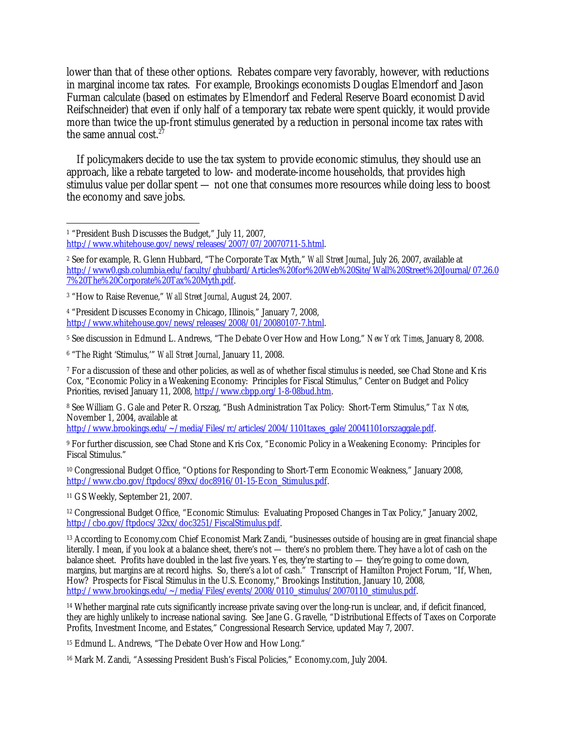lower than that of these other options. Rebates compare very favorably, however, with reductions in marginal income tax rates. For example, Brookings economists Douglas Elmendorf and Jason Furman calculate (based on estimates by Elmendorf and Federal Reserve Board economist David Reifschneider) that even if only half of a temporary tax rebate were spent quickly, it would provide more than twice the up-front stimulus generated by a reduction in personal income tax rates with the same annual cost.[27]

If policymakers decide to use the tax system to provide economic stimulus, they should use an approach, like a rebate targeted to low- and moderate-income households, that provides high stimulus value per dollar spent — not one that consumes more resources while doing less to boost the economy and save jobs.

---

[1] "President Bush Discusses the Budget," July 11, 2007, http://www.whitehouse.gov/news/releases/2007/07/20070711-5.html.

[2] See for example, R. Glenn Hubbard, "The Corporate Tax Myth," *Wall Street Journal*, July 26, 2007, available at http://www0.gsb.columbia.edu/faculty/ghubbard/Articles%20for%20Web%20Site/Wall%20Street%20Journal/07.26.07%20The%20Corporate%20Tax%20Myth.pdf.

[3] "How to Raise Revenue," *Wall Street Journal*, August 24, 2007.

[4] "President Discusses Economy in Chicago, Illinois," January 7, 2008, http://www.whitehouse.gov/news/releases/2008/01/20080107-7.html.

[5] See discussion in Edmund L. Andrews, "The Debate Over How and How Long," *New York Times*, January 8, 2008.

[6] "The Right 'Stimulus,'" *Wall Street Journal*, January 11, 2008.

[7] For a discussion of these and other policies, as well as of whether fiscal stimulus is needed, see Chad Stone and Kris Cox, "Economic Policy in a Weakening Economy: Principles for Fiscal Stimulus," Center on Budget and Policy Priorities, revised January 11, 2008, http://www.cbpp.org/1-8-08bud.htm.

[8] See William G. Gale and Peter R. Orszag, "Bush Administration Tax Policy: Short-Term Stimulus," *Tax Notes*, November 1, 2004, available at http://www.brookings.edu/~/media/Files/rc/articles/2004/1101taxes_gale/20041101orszaggale.pdf.

[9] For further discussion, see Chad Stone and Kris Cox, "Economic Policy in a Weakening Economy: Principles for Fiscal Stimulus."

[10] Congressional Budget Office, "Options for Responding to Short-Term Economic Weakness," January 2008, http://www.cbo.gov/ftpdocs/89xx/doc8916/01-15-Econ_Stimulus.pdf.

[11] GS Weekly, September 21, 2007.

[12] Congressional Budget Office, "Economic Stimulus: Evaluating Proposed Changes in Tax Policy," January 2002, http://cbo.gov/ftpdocs/32xx/doc3251/FiscalStimulus.pdf.

[13] According to Economy.com Chief Economist Mark Zandi, "businesses outside of housing are in great financial shape literally. I mean, if you look at a balance sheet, there's not — there's no problem there. They have a lot of cash on the balance sheet. Profits have doubled in the last five years. Yes, they're starting to — they're going to come down, margins, but margins are at record highs. So, there's a lot of cash." Transcript of Hamilton Project Forum, "If, When, How? Prospects for Fiscal Stimulus in the U.S. Economy," Brookings Institution, January 10, 2008, http://www.brookings.edu/~/media/Files/events/2008/0110_stimulus/20070110_stimulus.pdf.

[14] Whether marginal rate cuts significantly increase private saving over the long-run is unclear, and, if deficit financed, they are highly unlikely to increase national saving. See Jane G. Gravelle, "Distributional Effects of Taxes on Corporate Profits, Investment Income, and Estates," Congressional Research Service, updated May 7, 2007.

[15] Edmund L. Andrews, "The Debate Over How and How Long."

[16] Mark M. Zandi, "Assessing President Bush's Fiscal Policies," Economy.com, July 2004.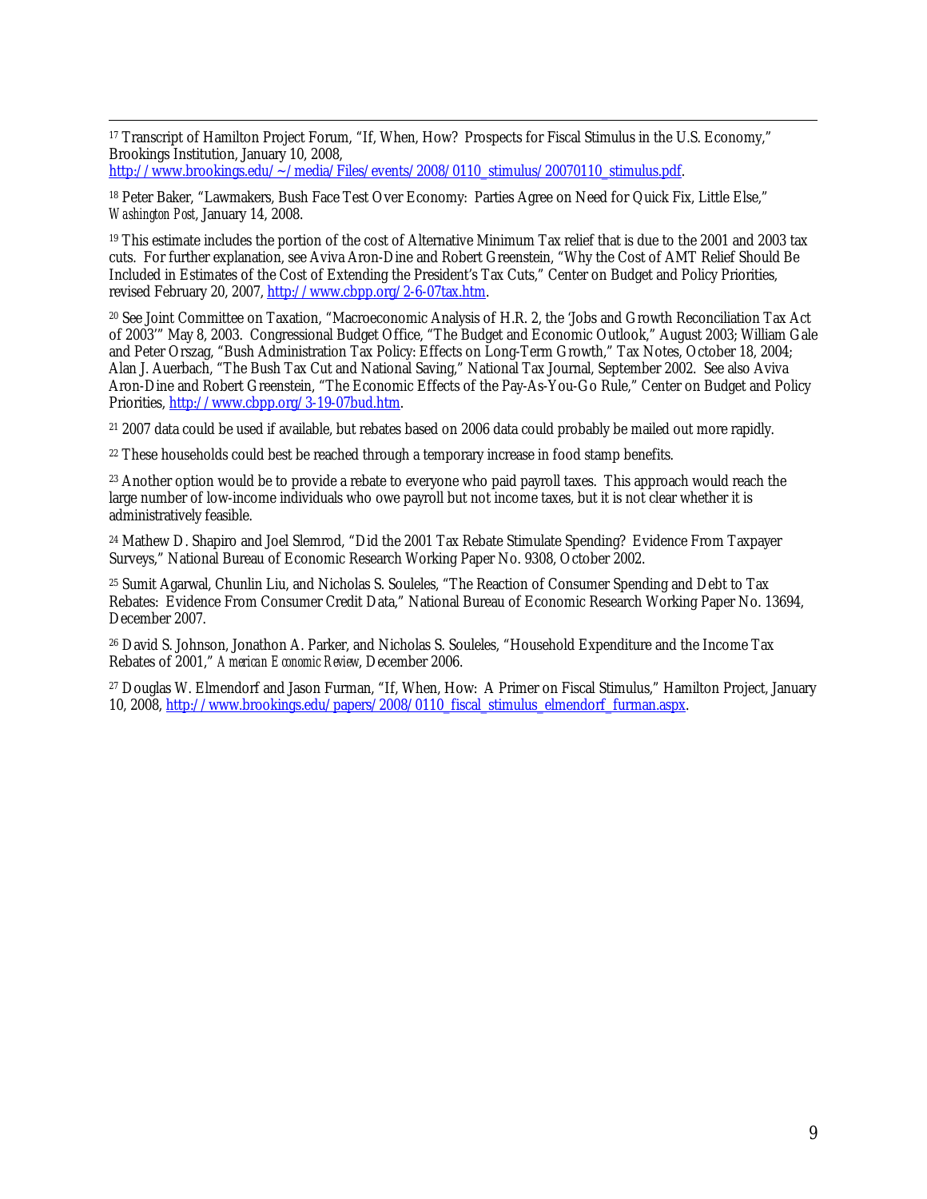[17] Transcript of Hamilton Project Forum, "If, When, How? Prospects for Fiscal Stimulus in the U.S. Economy," Brookings Institution, January 10, 2008, http://www.brookings.edu/~/media/Files/events/2008/0110_stimulus/20070110_stimulus.pdf.

[18] Peter Baker, "Lawmakers, Bush Face Test Over Economy: Parties Agree on Need for Quick Fix, Little Else," *Washington Post*, January 14, 2008.

[19] This estimate includes the portion of the cost of Alternative Minimum Tax relief that is due to the 2001 and 2003 tax cuts. For further explanation, see Aviva Aron-Dine and Robert Greenstein, "Why the Cost of AMT Relief Should Be Included in Estimates of the Cost of Extending the President's Tax Cuts," Center on Budget and Policy Priorities, revised February 20, 2007, http://www.cbpp.org/2-6-07tax.htm.

[20] See Joint Committee on Taxation, "Macroeconomic Analysis of H.R. 2, the 'Jobs and Growth Reconciliation Tax Act of 2003'" May 8, 2003. Congressional Budget Office, "The Budget and Economic Outlook," August 2003; William Gale and Peter Orszag, "Bush Administration Tax Policy: Effects on Long-Term Growth," Tax Notes, October 18, 2004; Alan J. Auerbach, "The Bush Tax Cut and National Saving," National Tax Journal, September 2002. See also Aviva Aron-Dine and Robert Greenstein, "The Economic Effects of the Pay-As-You-Go Rule," Center on Budget and Policy Priorities, http://www.cbpp.org/3-19-07bud.htm.

[21] 2007 data could be used if available, but rebates based on 2006 data could probably be mailed out more rapidly.

[22] These households could best be reached through a temporary increase in food stamp benefits.

[23] Another option would be to provide a rebate to everyone who paid payroll taxes. This approach would reach the large number of low-income individuals who owe payroll but not income taxes, but it is not clear whether it is administratively feasible.

[24] Mathew D. Shapiro and Joel Slemrod, "Did the 2001 Tax Rebate Stimulate Spending? Evidence From Taxpayer Surveys," National Bureau of Economic Research Working Paper No. 9308, October 2002.

[25] Sumit Agarwal, Chunlin Liu, and Nicholas S. Souleles, "The Reaction of Consumer Spending and Debt to Tax Rebates: Evidence From Consumer Credit Data," National Bureau of Economic Research Working Paper No. 13694, December 2007.

[26] David S. Johnson, Jonathon A. Parker, and Nicholas S. Souleles, "Household Expenditure and the Income Tax Rebates of 2001," *American Economic Review*, December 2006.

[27] Douglas W. Elmendorf and Jason Furman, "If, When, How: A Primer on Fiscal Stimulus," Hamilton Project, January 10, 2008, http://www.brookings.edu/papers/2008/0110_fiscal_stimulus_elmendorf_furman.aspx.